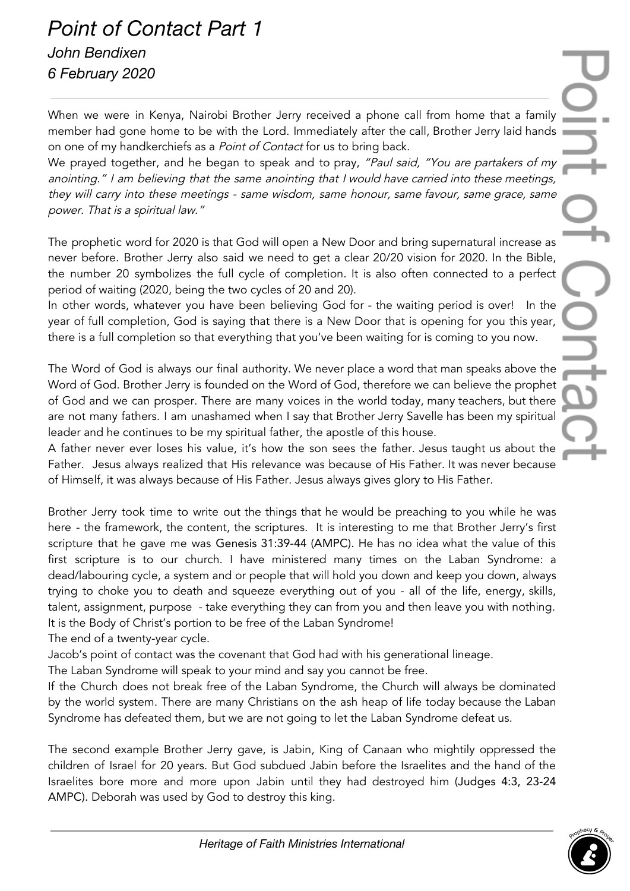# *Point of Contact Part 1*

*John Bendixen*

*6 February 2020*

---

When we were in Kenya, Nairobi Brother Jerry received a phone call from home that a family member had gone home to be with the Lord. Immediately after the call, Brother Jerry laid hands on one of my handkerchiefs as a *Point of Contact* for us to bring back.

We prayed together, and he began to speak and to pray, *"Paul said, "You are partakers of my anointing." I am believing that the same anointing that I would have carried into these meetings, they will carry into these meetings - same wisdom, same honour, same favour, same grace, same power. That is a spiritual law."*

The prophetic word for 2020 is that God will open a New Door and bring supernatural increase as never before. Brother Jerry also said we need to get a clear 20/20 vision for 2020. In the Bible, the number 20 symbolizes the full cycle of completion. It is also often connected to a perfect period of waiting (2020, being the two cycles of 20 and 20).

In other words, whatever you have been believing God for - the waiting period is over! In the year of full completion, God is saying that there is a New Door that is opening for you this year, there is a full completion so that everything that you've been waiting for is coming to you now.

The Word of God is always our final authority. We never place a word that man speaks above the Word of God. Brother Jerry is founded on the Word of God, therefore we can believe the prophet of God and we can prosper. There are many voices in the world today, many teachers, but there are not many fathers. I am unashamed when I say that Brother Jerry Savelle has been my spiritual leader and he continues to be my spiritual father, the apostle of this house.

A father never ever loses his value, it's how the son sees the father. Jesus taught us about the Father. Jesus always realized that His relevance was because of His Father. It was never because of Himself, it was always because of His Father. Jesus always gives glory to His Father.

Brother Jerry took time to write out the things that he would be preaching to you while he was here - the framework, the content, the scriptures. It is interesting to me that Brother Jerry's first scripture that he gave me was Genesis 31:39-44 (AMPC). He has no idea what the value of this first scripture is to our church. I have ministered many times on the Laban Syndrome: a dead/labouring cycle, a system and or people that will hold you down and keep you down, always trying to choke you to death and squeeze everything out of you - all of the life, energy, skills, talent, assignment, purpose - take everything they can from you and then leave you with nothing. It is the Body of Christ's portion to be free of the Laban Syndrome!

The end of a twenty-year cycle.

Jacob's point of contact was the covenant that God had with his generational lineage.

The Laban Syndrome will speak to your mind and say you cannot be free.

If the Church does not break free of the Laban Syndrome, the Church will always be dominated by the world system. There are many Christians on the ash heap of life today because the Laban Syndrome has defeated them, but we are not going to let the Laban Syndrome defeat us.

The second example Brother Jerry gave, is Jabin, King of Canaan who mightily oppressed the children of Israel for 20 years. But God subdued Jabin before the Israelites and the hand of the Israelites bore more and more upon Jabin until they had destroyed him (Judges 4:3, 23-24 AMPC). Deborah was used by God to destroy this king.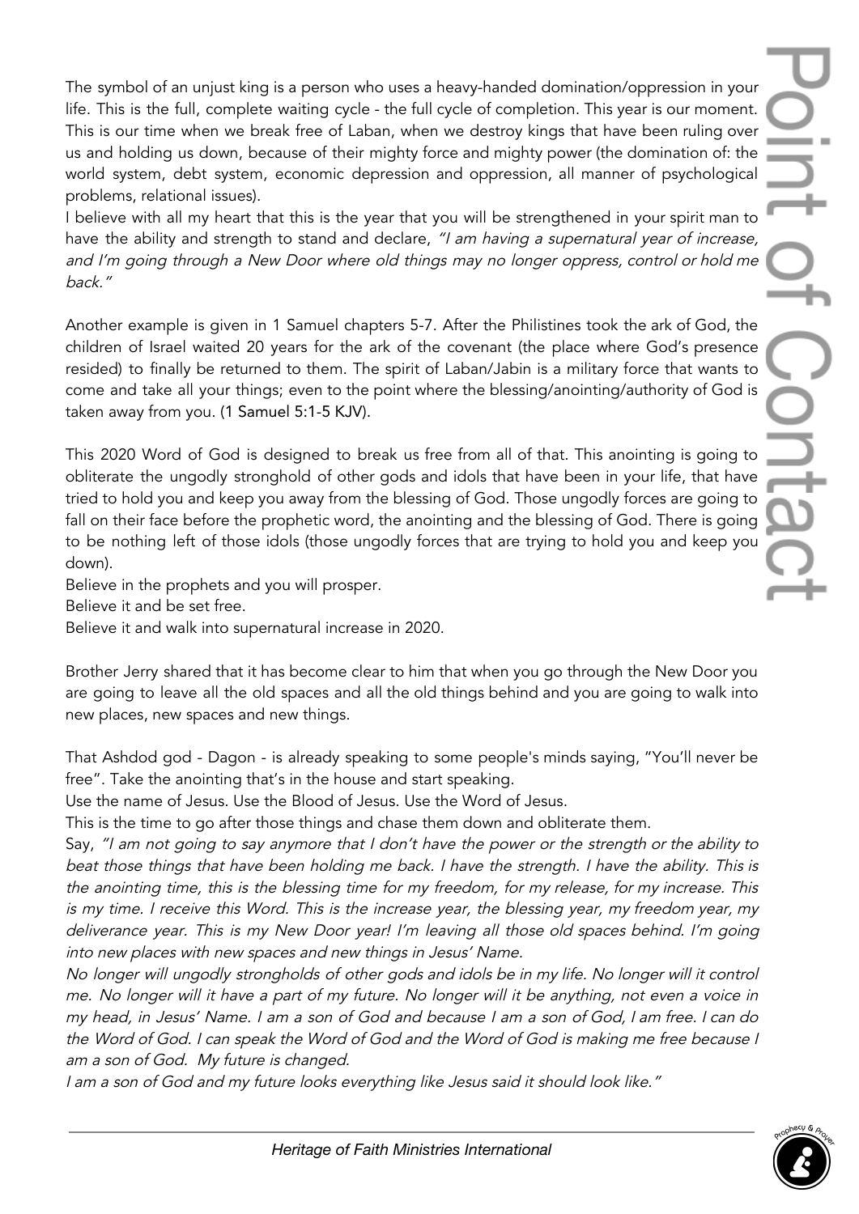The symbol of an unjust king is a person who uses a heavy-handed domination/oppression in your life. This is the full, complete waiting cycle - the full cycle of completion. This year is our moment. This is our time when we break free of Laban, when we destroy kings that have been ruling over us and holding us down, because of their mighty force and mighty power (the domination of: the world system, debt system, economic depression and oppression, all manner of psychological problems, relational issues).

I believe with all my heart that this is the year that you will be strengthened in your spirit man to have the ability and strength to stand and declare, *"I am having a supernatural year of increase, and I'm going through a New Door where old things may no longer oppress, control or hold me back."*

Another example is given in 1 Samuel chapters 5-7. After the Philistines took the ark of God, the children of Israel waited 20 years for the ark of the covenant (the place where God's presence resided) to finally be returned to them. The spirit of Laban/Jabin is a military force that wants to come and take all your things; even to the point where the blessing/anointing/authority of God is taken away from you. (1 Samuel 5:1-5 KJV).

This 2020 Word of God is designed to break us free from all of that. This anointing is going to obliterate the ungodly stronghold of other gods and idols that have been in your life, that have tried to hold you and keep you away from the blessing of God. Those ungodly forces are going to fall on their face before the prophetic word, the anointing and the blessing of God. There is going to be nothing left of those idols (those ungodly forces that are trying to hold you and keep you down).

Believe in the prophets and you will prosper.

Believe it and be set free.

Believe it and walk into supernatural increase in 2020.

Brother Jerry shared that it has become clear to him that when you go through the New Door you are going to leave all the old spaces and all the old things behind and you are going to walk into new places, new spaces and new things.

That Ashdod god - Dagon - is already speaking to some people's minds saying, "You'll never be free". Take the anointing that's in the house and start speaking.

Use the name of Jesus. Use the Blood of Jesus. Use the Word of Jesus.

This is the time to go after those things and chase them down and obliterate them.

Say, *"I am not going to say anymore that I don't have the power or the strength or the ability to beat those things that have been holding me back. I have the strength. I have the ability. This is the anointing time, this is the blessing time for my freedom, for my release, for my increase. This is my time. I receive this Word. This is the increase year, the blessing year, my freedom year, my deliverance year. This is my New Door year! I'm leaving all those old spaces behind. I'm going into new places with new spaces and new things in Jesus' Name.*

*No longer will ungodly strongholds of other gods and idols be in my life. No longer will it control me. No longer will it have a part of my future. No longer will it be anything, not even a voice in my head, in Jesus' Name. I am a son of God and because I am a son of God, I am free. I can do the Word of God. I can speak the Word of God and the Word of God is making me free because I am a son of God. My future is changed.*

*I am a son of God and my future looks everything like Jesus said it should look like."*